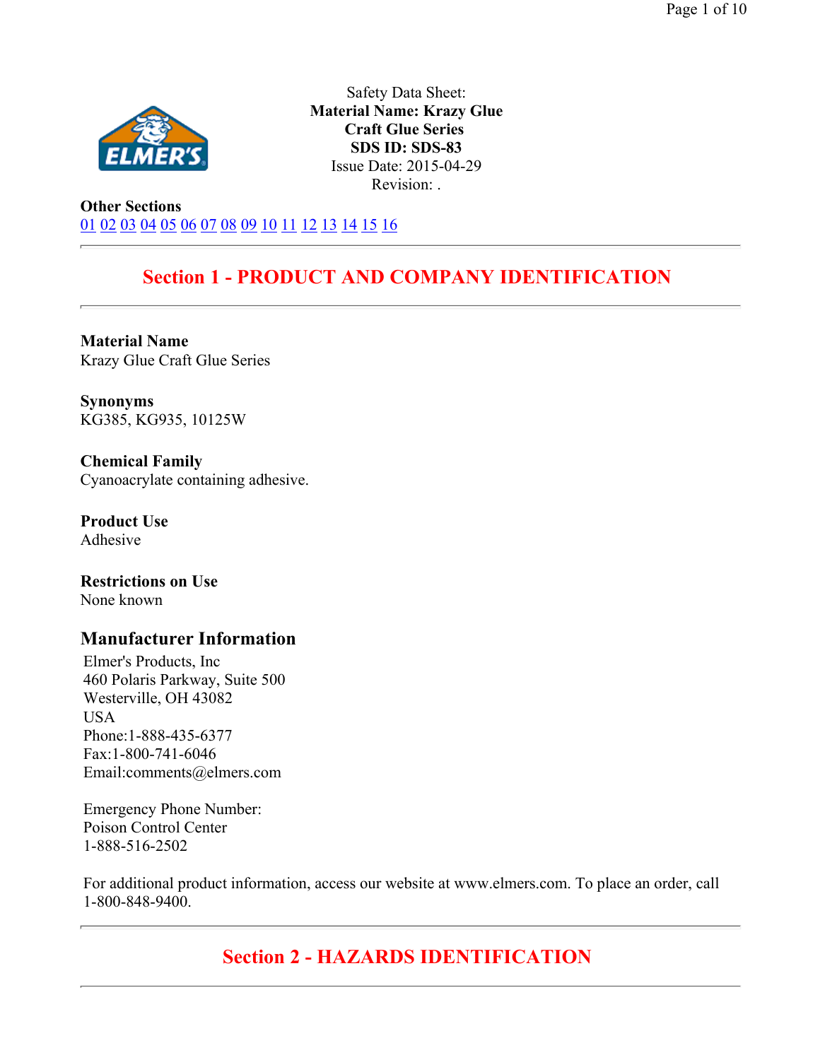Safety Data Sheet:
**Material Name: Krazy Glue Craft Glue Series**
**SDS ID: SDS-83**
Issue Date: 2015-04-29
Revision: .

**Other Sections**
01 02 03 04 05 06 07 08 09 10 11 12 13 14 15 16

## Section 1 - PRODUCT AND COMPANY IDENTIFICATION

**Material Name**
Krazy Glue Craft Glue Series

**Synonyms**
KG385, KG935, 10125W

**Chemical Family**
Cyanoacrylate containing adhesive.

**Product Use**
Adhesive

**Restrictions on Use**
None known

### Manufacturer Information

Elmer's Products, Inc
460 Polaris Parkway, Suite 500
Westerville, OH 43082
USA
Phone:1-888-435-6377
Fax:1-800-741-6046
Email:comments@elmers.com

Emergency Phone Number:
Poison Control Center
1-888-516-2502

For additional product information, access our website at www.elmers.com. To place an order, call 1-800-848-9400.

## Section 2 - HAZARDS IDENTIFICATION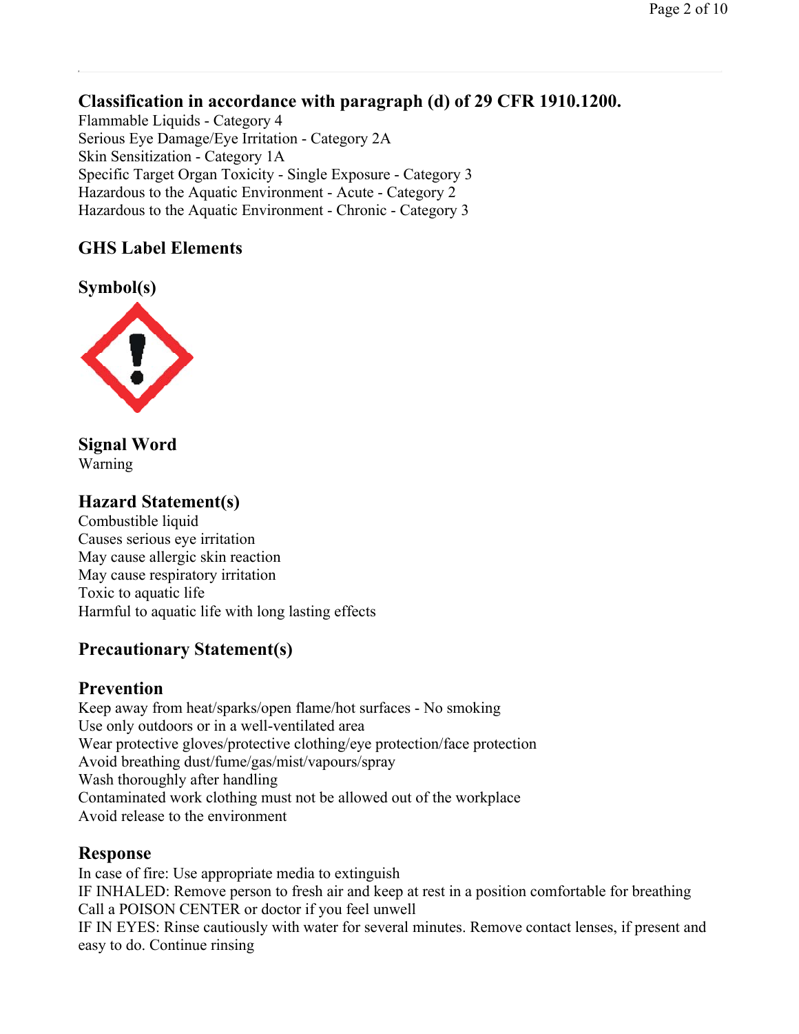## Classification in accordance with paragraph (d) of 29 CFR 1910.1200.

Flammable Liquids - Category 4
Serious Eye Damage/Eye Irritation - Category 2A
Skin Sensitization - Category 1A
Specific Target Organ Toxicity - Single Exposure - Category 3
Hazardous to the Aquatic Environment - Acute - Category 2
Hazardous to the Aquatic Environment - Chronic - Category 3

### GHS Label Elements

### Symbol(s)

### Signal Word

Warning

### Hazard Statement(s)

Combustible liquid
Causes serious eye irritation
May cause allergic skin reaction
May cause respiratory irritation
Toxic to aquatic life
Harmful to aquatic life with long lasting effects

### Precautionary Statement(s)

### Prevention

Keep away from heat/sparks/open flame/hot surfaces - No smoking
Use only outdoors or in a well-ventilated area
Wear protective gloves/protective clothing/eye protection/face protection
Avoid breathing dust/fume/gas/mist/vapours/spray
Wash thoroughly after handling
Contaminated work clothing must not be allowed out of the workplace
Avoid release to the environment

### Response

In case of fire: Use appropriate media to extinguish
IF INHALED: Remove person to fresh air and keep at rest in a position comfortable for breathing
Call a POISON CENTER or doctor if you feel unwell
IF IN EYES: Rinse cautiously with water for several minutes. Remove contact lenses, if present and easy to do. Continue rinsing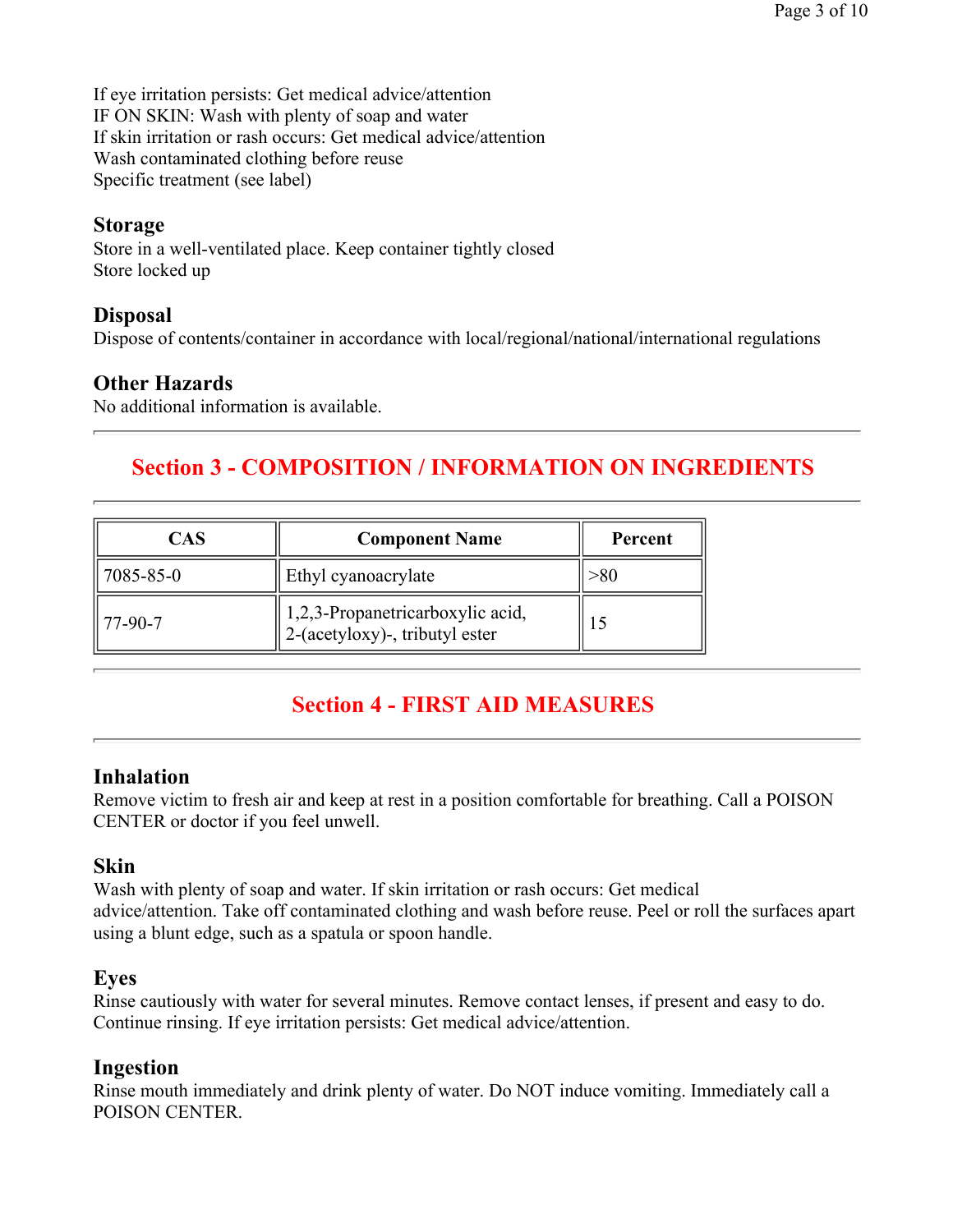If eye irritation persists: Get medical advice/attention
IF ON SKIN: Wash with plenty of soap and water
If skin irritation or rash occurs: Get medical advice/attention
Wash contaminated clothing before reuse
Specific treatment (see label)

### Storage

Store in a well-ventilated place. Keep container tightly closed
Store locked up

### Disposal

Dispose of contents/container in accordance with local/regional/national/international regulations

### Other Hazards

No additional information is available.

---

## Section 3 - COMPOSITION / INFORMATION ON INGREDIENTS

---

| CAS | Component Name | Percent |
| --- | --- | --- |
| 7085-85-0 | Ethyl cyanoacrylate | >80 |
| 77-90-7 | 1,2,3-Propanetricarboxylic acid, 2-(acetyloxy)-, tributyl ester | 15 |

---

## Section 4 - FIRST AID MEASURES

---

### Inhalation

Remove victim to fresh air and keep at rest in a position comfortable for breathing. Call a POISON CENTER or doctor if you feel unwell.

### Skin

Wash with plenty of soap and water. If skin irritation or rash occurs: Get medical advice/attention. Take off contaminated clothing and wash before reuse. Peel or roll the surfaces apart using a blunt edge, such as a spatula or spoon handle.

### Eyes

Rinse cautiously with water for several minutes. Remove contact lenses, if present and easy to do. Continue rinsing. If eye irritation persists: Get medical advice/attention.

### Ingestion

Rinse mouth immediately and drink plenty of water. Do NOT induce vomiting. Immediately call a POISON CENTER.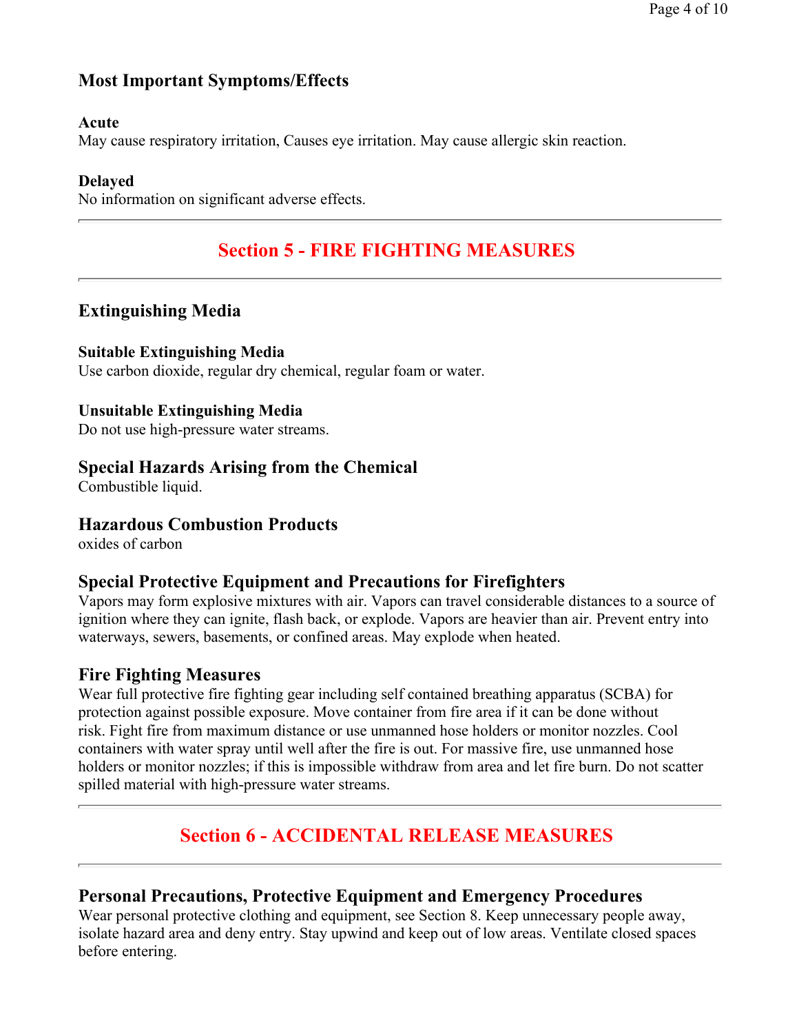## Most Important Symptoms/Effects

### Acute

May cause respiratory irritation, Causes eye irritation. May cause allergic skin reaction.

### Delayed

No information on significant adverse effects.

---

# Section 5 - FIRE FIGHTING MEASURES

---

## Extinguishing Media

### Suitable Extinguishing Media

Use carbon dioxide, regular dry chemical, regular foam or water.

### Unsuitable Extinguishing Media

Do not use high-pressure water streams.

## Special Hazards Arising from the Chemical

Combustible liquid.

## Hazardous Combustion Products

oxides of carbon

## Special Protective Equipment and Precautions for Firefighters

Vapors may form explosive mixtures with air. Vapors can travel considerable distances to a source of ignition where they can ignite, flash back, or explode. Vapors are heavier than air. Prevent entry into waterways, sewers, basements, or confined areas. May explode when heated.

## Fire Fighting Measures

Wear full protective fire fighting gear including self contained breathing apparatus (SCBA) for protection against possible exposure. Move container from fire area if it can be done without risk. Fight fire from maximum distance or use unmanned hose holders or monitor nozzles. Cool containers with water spray until well after the fire is out. For massive fire, use unmanned hose holders or monitor nozzles; if this is impossible withdraw from area and let fire burn. Do not scatter spilled material with high-pressure water streams.

---

# Section 6 - ACCIDENTAL RELEASE MEASURES

---

## Personal Precautions, Protective Equipment and Emergency Procedures

Wear personal protective clothing and equipment, see Section 8. Keep unnecessary people away, isolate hazard area and deny entry. Stay upwind and keep out of low areas. Ventilate closed spaces before entering.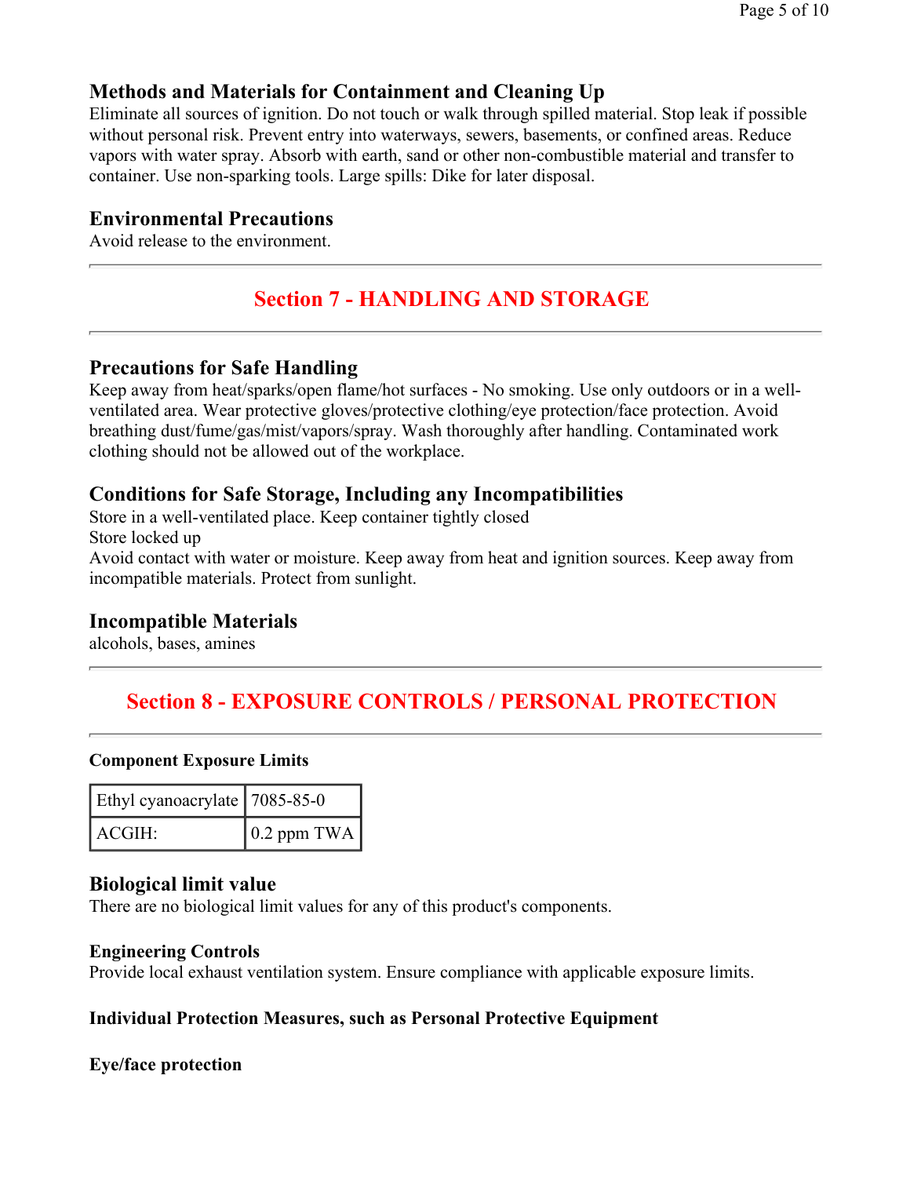### Methods and Materials for Containment and Cleaning Up

Eliminate all sources of ignition. Do not touch or walk through spilled material. Stop leak if possible without personal risk. Prevent entry into waterways, sewers, basements, or confined areas. Reduce vapors with water spray. Absorb with earth, sand or other non-combustible material and transfer to container. Use non-sparking tools. Large spills: Dike for later disposal.

### Environmental Precautions

Avoid release to the environment.

---

## Section 7 - HANDLING AND STORAGE

---

### Precautions for Safe Handling

Keep away from heat/sparks/open flame/hot surfaces - No smoking. Use only outdoors or in a well-ventilated area. Wear protective gloves/protective clothing/eye protection/face protection. Avoid breathing dust/fume/gas/mist/vapors/spray. Wash thoroughly after handling. Contaminated work clothing should not be allowed out of the workplace.

### Conditions for Safe Storage, Including any Incompatibilities

Store in a well-ventilated place. Keep container tightly closed

Store locked up

Avoid contact with water or moisture. Keep away from heat and ignition sources. Keep away from incompatible materials. Protect from sunlight.

### Incompatible Materials

alcohols, bases, amines

---

## Section 8 - EXPOSURE CONTROLS / PERSONAL PROTECTION

---

**Component Exposure Limits**

| Ethyl cyanoacrylate | 7085-85-0 |
|---|---|
| ACGIH: | 0.2 ppm TWA |

### Biological limit value

There are no biological limit values for any of this product's components.

**Engineering Controls**

Provide local exhaust ventilation system. Ensure compliance with applicable exposure limits.

**Individual Protection Measures, such as Personal Protective Equipment**

**Eye/face protection**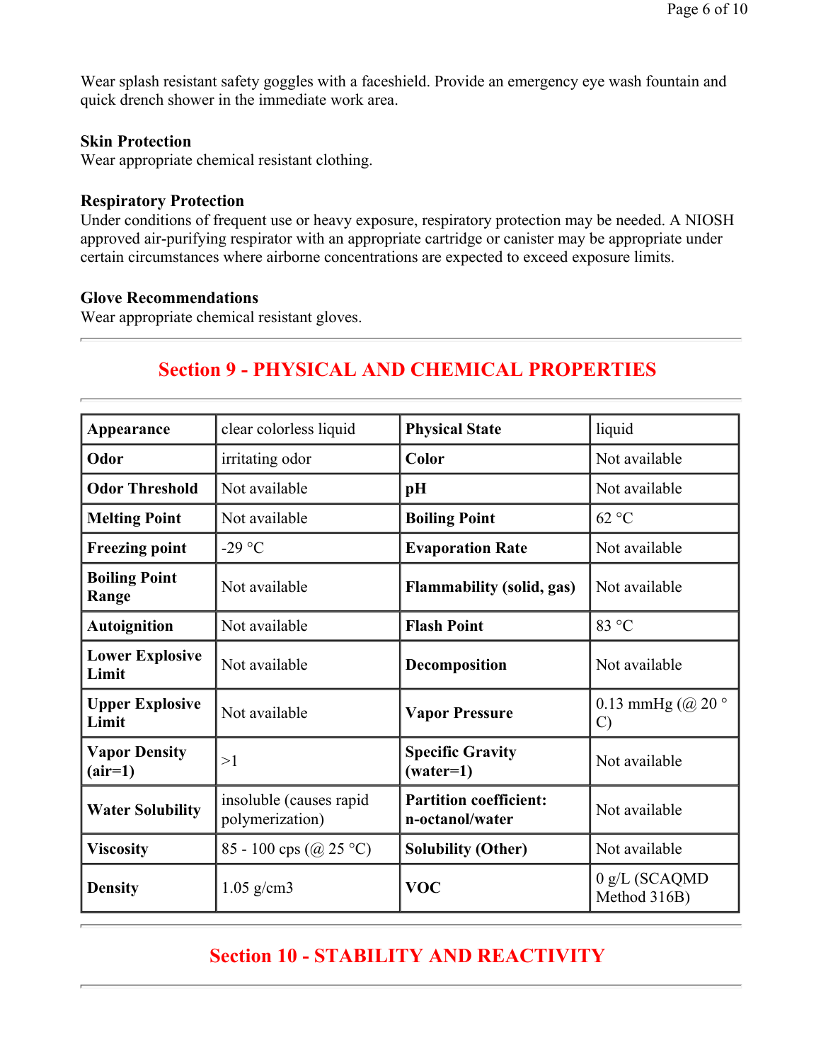Wear splash resistant safety goggles with a faceshield. Provide an emergency eye wash fountain and quick drench shower in the immediate work area.

**Skin Protection**
Wear appropriate chemical resistant clothing.

**Respiratory Protection**
Under conditions of frequent use or heavy exposure, respiratory protection may be needed. A NIOSH approved air-purifying respirator with an appropriate cartridge or canister may be appropriate under certain circumstances where airborne concentrations are expected to exceed exposure limits.

**Glove Recommendations**
Wear appropriate chemical resistant gloves.

---

## Section 9 - PHYSICAL AND CHEMICAL PROPERTIES

---

| **Appearance** | clear colorless liquid | **Physical State** | liquid |
|---|---|---|---|
| **Odor** | irritating odor | **Color** | Not available |
| **Odor Threshold** | Not available | **pH** | Not available |
| **Melting Point** | Not available | **Boiling Point** | 62 °C |
| **Freezing point** | -29 °C | **Evaporation Rate** | Not available |
| **Boiling Point Range** | Not available | **Flammability (solid, gas)** | Not available |
| **Autoignition** | Not available | **Flash Point** | 83 °C |
| **Lower Explosive Limit** | Not available | **Decomposition** | Not available |
| **Upper Explosive Limit** | Not available | **Vapor Pressure** | 0.13 mmHg (@ 20 ° C) |
| **Vapor Density (air=1)** | >1 | **Specific Gravity (water=1)** | Not available |
| **Water Solubility** | insoluble (causes rapid polymerization) | **Partition coefficient: n-octanol/water** | Not available |
| **Viscosity** | 85 - 100 cps (@ 25 °C) | **Solubility (Other)** | Not available |
| **Density** | 1.05 g/cm3 | **VOC** | 0 g/L (SCAQMD Method 316B) |

---

## Section 10 - STABILITY AND REACTIVITY

---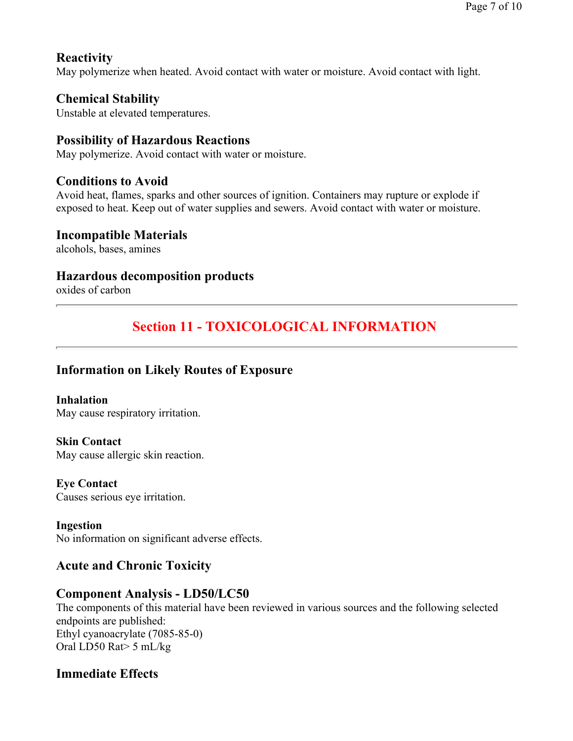### Reactivity

May polymerize when heated. Avoid contact with water or moisture. Avoid contact with light.

### Chemical Stability

Unstable at elevated temperatures.

### Possibility of Hazardous Reactions

May polymerize. Avoid contact with water or moisture.

### Conditions to Avoid

Avoid heat, flames, sparks and other sources of ignition. Containers may rupture or explode if exposed to heat. Keep out of water supplies and sewers. Avoid contact with water or moisture.

### Incompatible Materials

alcohols, bases, amines

### Hazardous decomposition products

oxides of carbon

---

## Section 11 - TOXICOLOGICAL INFORMATION

---

### Information on Likely Routes of Exposure

**Inhalation**
May cause respiratory irritation.

**Skin Contact**
May cause allergic skin reaction.

**Eye Contact**
Causes serious eye irritation.

**Ingestion**
No information on significant adverse effects.

### Acute and Chronic Toxicity

### Component Analysis - LD50/LC50

The components of this material have been reviewed in various sources and the following selected endpoints are published:
Ethyl cyanoacrylate (7085-85-0)
Oral LD50 Rat> 5 mL/kg

### Immediate Effects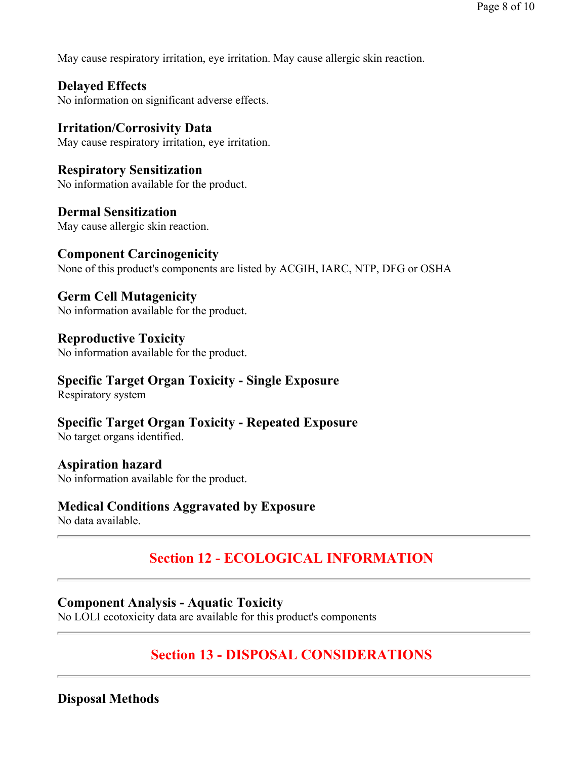May cause respiratory irritation, eye irritation. May cause allergic skin reaction.

### Delayed Effects

No information on significant adverse effects.

### Irritation/Corrosivity Data

May cause respiratory irritation, eye irritation.

### Respiratory Sensitization

No information available for the product.

### Dermal Sensitization

May cause allergic skin reaction.

### Component Carcinogenicity

None of this product's components are listed by ACGIH, IARC, NTP, DFG or OSHA

### Germ Cell Mutagenicity

No information available for the product.

### Reproductive Toxicity

No information available for the product.

### Specific Target Organ Toxicity - Single Exposure

Respiratory system

### Specific Target Organ Toxicity - Repeated Exposure

No target organs identified.

### Aspiration hazard

No information available for the product.

### Medical Conditions Aggravated by Exposure

No data available.

---

## Section 12 - ECOLOGICAL INFORMATION

---

### Component Analysis - Aquatic Toxicity

No LOLI ecotoxicity data are available for this product's components

---

## Section 13 - DISPOSAL CONSIDERATIONS

---

### Disposal Methods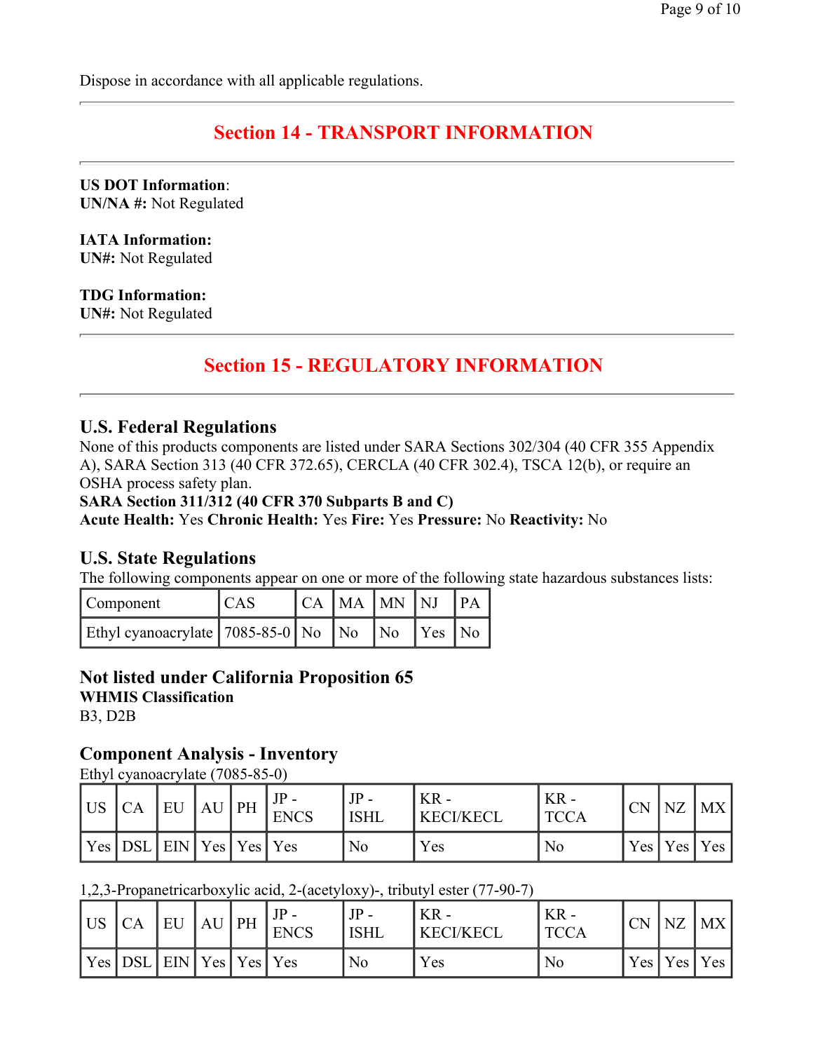Dispose in accordance with all applicable regulations.

---

## Section 14 - TRANSPORT INFORMATION

---

**US DOT Information**:
**UN/NA #:** Not Regulated

**IATA Information:**
**UN#:** Not Regulated

**TDG Information:**
**UN#:** Not Regulated

---

## Section 15 - REGULATORY INFORMATION

---

### U.S. Federal Regulations

None of this products components are listed under SARA Sections 302/304 (40 CFR 355 Appendix A), SARA Section 313 (40 CFR 372.65), CERCLA (40 CFR 302.4), TSCA 12(b), or require an OSHA process safety plan.
**SARA Section 311/312 (40 CFR 370 Subparts B and C)**
**Acute Health:** Yes **Chronic Health:** Yes **Fire:** Yes **Pressure:** No **Reactivity:** No

### U.S. State Regulations

The following components appear on one or more of the following state hazardous substances lists:

| Component | CAS | CA | MA | MN | NJ | PA |
|---|---|---|---|---|---|---|
| Ethyl cyanoacrylate | 7085-85-0 | No | No | No | Yes | No |

### Not listed under California Proposition 65

**WHMIS Classification**
B3, D2B

### Component Analysis - Inventory

Ethyl cyanoacrylate (7085-85-0)

| US | CA | EU | AU | PH | JP - ENCS | JP - ISHL | KR - KECI/KECL | KR - TCCA | CN | NZ | MX |
|---|---|---|---|---|---|---|---|---|---|---|---|
| Yes | DSL | EIN | Yes | Yes | Yes | No | Yes | No | Yes | Yes | Yes |

1,2,3-Propanetricarboxylic acid, 2-(acetyloxy)-, tributyl ester (77-90-7)

| US | CA | EU | AU | PH | JP - ENCS | JP - ISHL | KR - KECI/KECL | KR - TCCA | CN | NZ | MX |
|---|---|---|---|---|---|---|---|---|---|---|---|
| Yes | DSL | EIN | Yes | Yes | Yes | No | Yes | No | Yes | Yes | Yes |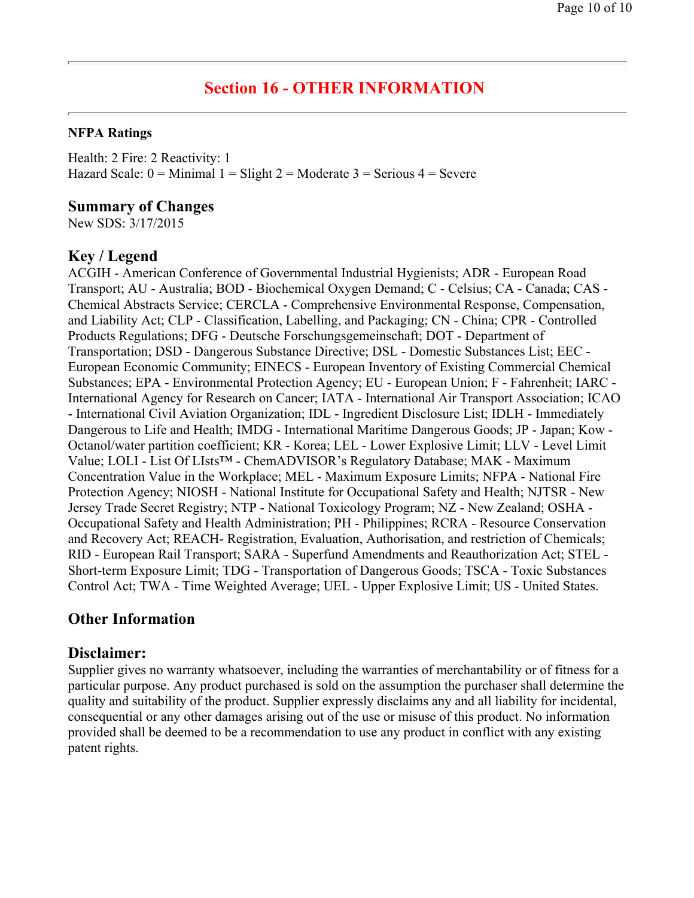## Section 16 - OTHER INFORMATION

**NFPA Ratings**

Health: 2 Fire: 2 Reactivity: 1
Hazard Scale: 0 = Minimal 1 = Slight 2 = Moderate 3 = Serious 4 = Severe

### Summary of Changes

New SDS: 3/17/2015

### Key / Legend

ACGIH - American Conference of Governmental Industrial Hygienists; ADR - European Road Transport; AU - Australia; BOD - Biochemical Oxygen Demand; C - Celsius; CA - Canada; CAS - Chemical Abstracts Service; CERCLA - Comprehensive Environmental Response, Compensation, and Liability Act; CLP - Classification, Labelling, and Packaging; CN - China; CPR - Controlled Products Regulations; DFG - Deutsche Forschungsgemeinschaft; DOT - Department of Transportation; DSD - Dangerous Substance Directive; DSL - Domestic Substances List; EEC - European Economic Community; EINECS - European Inventory of Existing Commercial Chemical Substances; EPA - Environmental Protection Agency; EU - European Union; F - Fahrenheit; IARC - International Agency for Research on Cancer; IATA - International Air Transport Association; ICAO - International Civil Aviation Organization; IDL - Ingredient Disclosure List; IDLH - Immediately Dangerous to Life and Health; IMDG - International Maritime Dangerous Goods; JP - Japan; Kow - Octanol/water partition coefficient; KR - Korea; LEL - Lower Explosive Limit; LLV - Level Limit Value; LOLI - List Of LIsts™ - ChemADVISOR's Regulatory Database; MAK - Maximum Concentration Value in the Workplace; MEL - Maximum Exposure Limits; NFPA - National Fire Protection Agency; NIOSH - National Institute for Occupational Safety and Health; NJTSR - New Jersey Trade Secret Registry; NTP - National Toxicology Program; NZ - New Zealand; OSHA - Occupational Safety and Health Administration; PH - Philippines; RCRA - Resource Conservation and Recovery Act; REACH- Registration, Evaluation, Authorisation, and restriction of Chemicals; RID - European Rail Transport; SARA - Superfund Amendments and Reauthorization Act; STEL - Short-term Exposure Limit; TDG - Transportation of Dangerous Goods; TSCA - Toxic Substances Control Act; TWA - Time Weighted Average; UEL - Upper Explosive Limit; US - United States.

### Other Information

### Disclaimer:

Supplier gives no warranty whatsoever, including the warranties of merchantability or of fitness for a particular purpose. Any product purchased is sold on the assumption the purchaser shall determine the quality and suitability of the product. Supplier expressly disclaims any and all liability for incidental, consequential or any other damages arising out of the use or misuse of this product. No information provided shall be deemed to be a recommendation to use any product in conflict with any existing patent rights.